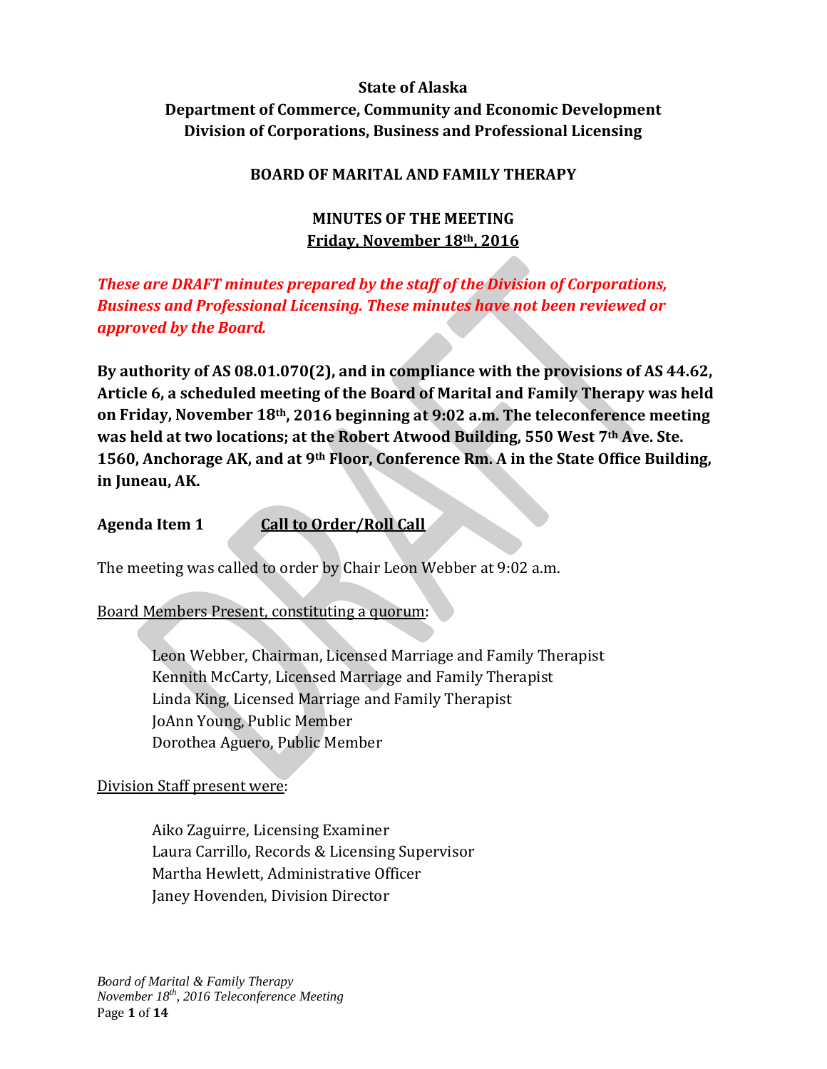**State of Alaska**
**Department of Commerce, Community and Economic Development**
**Division of Corporations, Business and Professional Licensing**

**BOARD OF MARITAL AND FAMILY THERAPY**

**MINUTES OF THE MEETING**
**Friday, November 18th, 2016**

***These are DRAFT minutes prepared by the staff of the Division of Corporations, Business and Professional Licensing. These minutes have not been reviewed or approved by the Board.***

**By authority of AS 08.01.070(2), and in compliance with the provisions of AS 44.62, Article 6, a scheduled meeting of the Board of Marital and Family Therapy was held on Friday, November 18th, 2016 beginning at 9:02 a.m. The teleconference meeting was held at two locations; at the Robert Atwood Building, 550 West 7th Ave. Ste. 1560, Anchorage AK, and at 9th Floor, Conference Rm. A in the State Office Building, in Juneau, AK.**

**Agenda Item 1** **Call to Order/Roll Call**

The meeting was called to order by Chair Leon Webber at 9:02 a.m.

Board Members Present, constituting a quorum:

Leon Webber, Chairman, Licensed Marriage and Family Therapist
Kennith McCarty, Licensed Marriage and Family Therapist
Linda King, Licensed Marriage and Family Therapist
JoAnn Young, Public Member
Dorothea Aguero, Public Member

Division Staff present were:

Aiko Zaguirre, Licensing Examiner
Laura Carrillo, Records & Licensing Supervisor
Martha Hewlett, Administrative Officer
Janey Hovenden, Division Director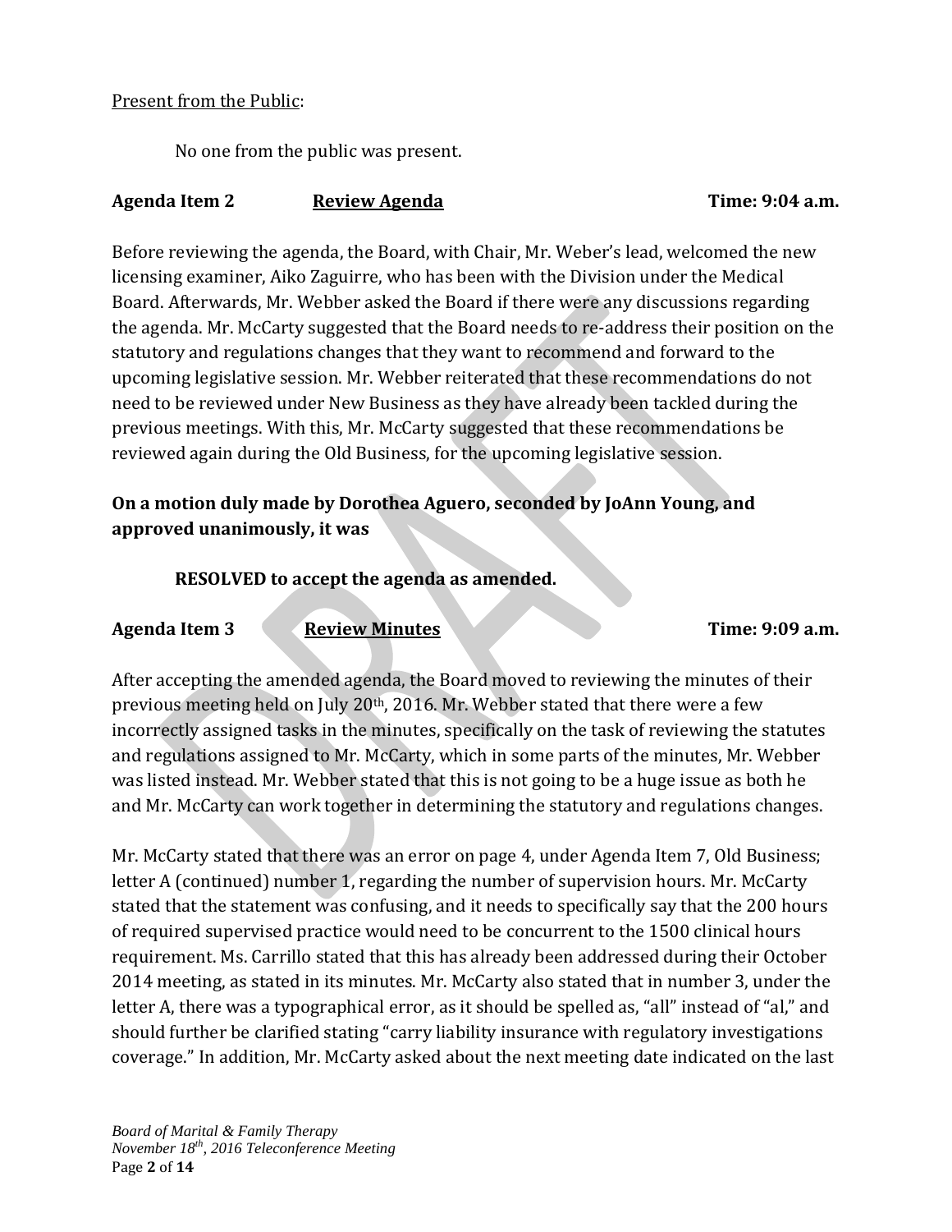Present from the Public:

No one from the public was present.

**Agenda Item 2** **Review Agenda** **Time: 9:04 a.m.**

Before reviewing the agenda, the Board, with Chair, Mr. Weber's lead, welcomed the new licensing examiner, Aiko Zaguirre, who has been with the Division under the Medical Board. Afterwards, Mr. Webber asked the Board if there were any discussions regarding the agenda. Mr. McCarty suggested that the Board needs to re-address their position on the statutory and regulations changes that they want to recommend and forward to the upcoming legislative session. Mr. Webber reiterated that these recommendations do not need to be reviewed under New Business as they have already been tackled during the previous meetings. With this, Mr. McCarty suggested that these recommendations be reviewed again during the Old Business, for the upcoming legislative session.

**On a motion duly made by Dorothea Aguero, seconded by JoAnn Young, and approved unanimously, it was**

**RESOLVED to accept the agenda as amended.**

**Agenda Item 3** **Review Minutes** **Time: 9:09 a.m.**

After accepting the amended agenda, the Board moved to reviewing the minutes of their previous meeting held on July 20th, 2016. Mr. Webber stated that there were a few incorrectly assigned tasks in the minutes, specifically on the task of reviewing the statutes and regulations assigned to Mr. McCarty, which in some parts of the minutes, Mr. Webber was listed instead. Mr. Webber stated that this is not going to be a huge issue as both he and Mr. McCarty can work together in determining the statutory and regulations changes.

Mr. McCarty stated that there was an error on page 4, under Agenda Item 7, Old Business; letter A (continued) number 1, regarding the number of supervision hours. Mr. McCarty stated that the statement was confusing, and it needs to specifically say that the 200 hours of required supervised practice would need to be concurrent to the 1500 clinical hours requirement. Ms. Carrillo stated that this has already been addressed during their October 2014 meeting, as stated in its minutes. Mr. McCarty also stated that in number 3, under the letter A, there was a typographical error, as it should be spelled as, "all" instead of "al," and should further be clarified stating "carry liability insurance with regulatory investigations coverage." In addition, Mr. McCarty asked about the next meeting date indicated on the last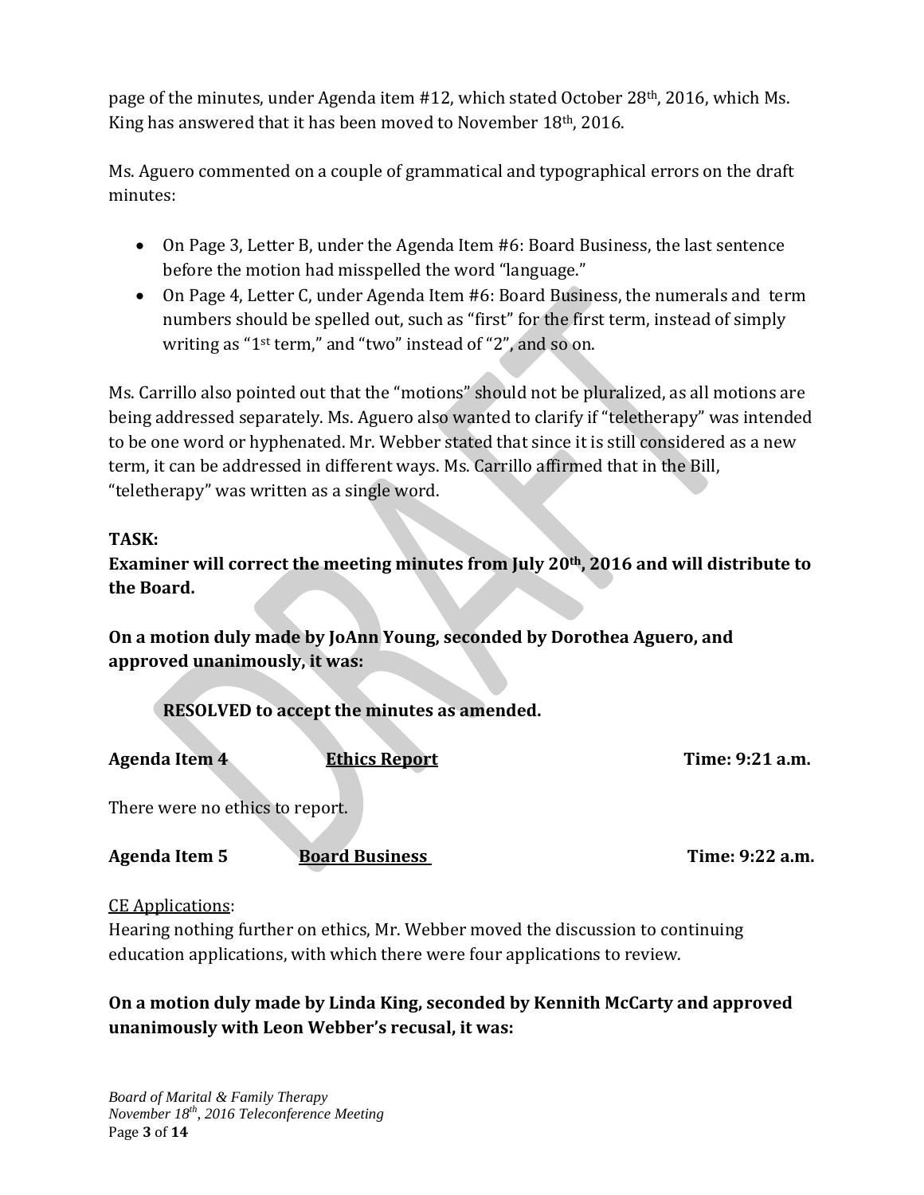page of the minutes, under Agenda item #12, which stated October 28th, 2016, which Ms. King has answered that it has been moved to November 18th, 2016.

Ms. Aguero commented on a couple of grammatical and typographical errors on the draft minutes:

- On Page 3, Letter B, under the Agenda Item #6: Board Business, the last sentence before the motion had misspelled the word "language."
- On Page 4, Letter C, under Agenda Item #6: Board Business, the numerals and term numbers should be spelled out, such as "first" for the first term, instead of simply writing as "1st term," and "two" instead of "2", and so on.

Ms. Carrillo also pointed out that the "motions" should not be pluralized, as all motions are being addressed separately. Ms. Aguero also wanted to clarify if "teletherapy" was intended to be one word or hyphenated. Mr. Webber stated that since it is still considered as a new term, it can be addressed in different ways. Ms. Carrillo affirmed that in the Bill, "teletherapy" was written as a single word.

**TASK:**
**Examiner will correct the meeting minutes from July 20th, 2016 and will distribute to the Board.**

**On a motion duly made by JoAnn Young, seconded by Dorothea Aguero, and approved unanimously, it was:**

> **RESOLVED to accept the minutes as amended.**

**Agenda Item 4** **Ethics Report** **Time: 9:21 a.m.**

There were no ethics to report.

**Agenda Item 5** **Board Business** **Time: 9:22 a.m.**

CE Applications:
Hearing nothing further on ethics, Mr. Webber moved the discussion to continuing education applications, with which there were four applications to review.

**On a motion duly made by Linda King, seconded by Kennith McCarty and approved unanimously with Leon Webber's recusal, it was:**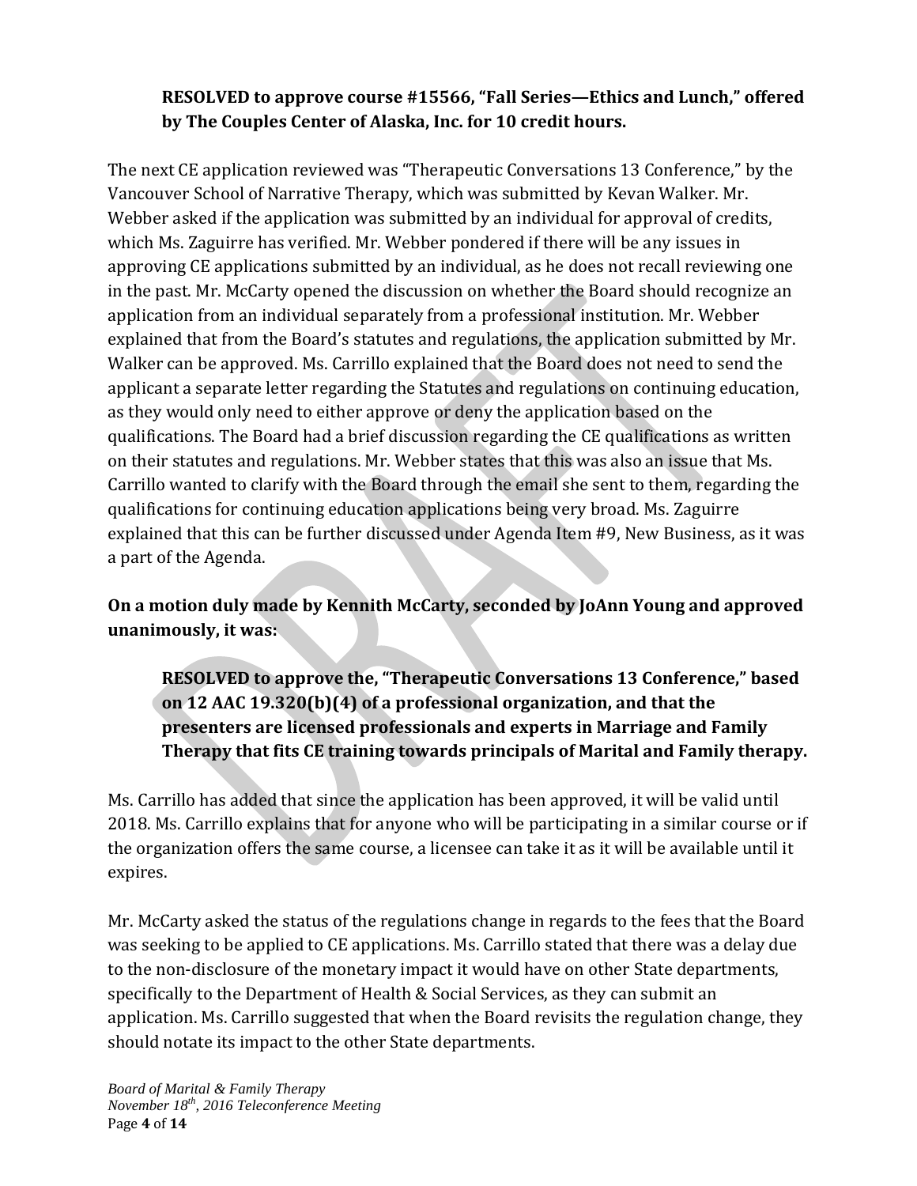**RESOLVED to approve course #15566, "Fall Series—Ethics and Lunch," offered by The Couples Center of Alaska, Inc. for 10 credit hours.**

The next CE application reviewed was "Therapeutic Conversations 13 Conference," by the Vancouver School of Narrative Therapy, which was submitted by Kevan Walker. Mr. Webber asked if the application was submitted by an individual for approval of credits, which Ms. Zaguirre has verified. Mr. Webber pondered if there will be any issues in approving CE applications submitted by an individual, as he does not recall reviewing one in the past. Mr. McCarty opened the discussion on whether the Board should recognize an application from an individual separately from a professional institution. Mr. Webber explained that from the Board's statutes and regulations, the application submitted by Mr. Walker can be approved. Ms. Carrillo explained that the Board does not need to send the applicant a separate letter regarding the Statutes and regulations on continuing education, as they would only need to either approve or deny the application based on the qualifications. The Board had a brief discussion regarding the CE qualifications as written on their statutes and regulations. Mr. Webber states that this was also an issue that Ms. Carrillo wanted to clarify with the Board through the email she sent to them, regarding the qualifications for continuing education applications being very broad. Ms. Zaguirre explained that this can be further discussed under Agenda Item #9, New Business, as it was a part of the Agenda.

**On a motion duly made by Kennith McCarty, seconded by JoAnn Young and approved unanimously, it was:**

**RESOLVED to approve the, "Therapeutic Conversations 13 Conference," based on 12 AAC 19.320(b)(4) of a professional organization, and that the presenters are licensed professionals and experts in Marriage and Family Therapy that fits CE training towards principals of Marital and Family therapy.**

Ms. Carrillo has added that since the application has been approved, it will be valid until 2018. Ms. Carrillo explains that for anyone who will be participating in a similar course or if the organization offers the same course, a licensee can take it as it will be available until it expires.

Mr. McCarty asked the status of the regulations change in regards to the fees that the Board was seeking to be applied to CE applications. Ms. Carrillo stated that there was a delay due to the non-disclosure of the monetary impact it would have on other State departments, specifically to the Department of Health & Social Services, as they can submit an application. Ms. Carrillo suggested that when the Board revisits the regulation change, they should notate its impact to the other State departments.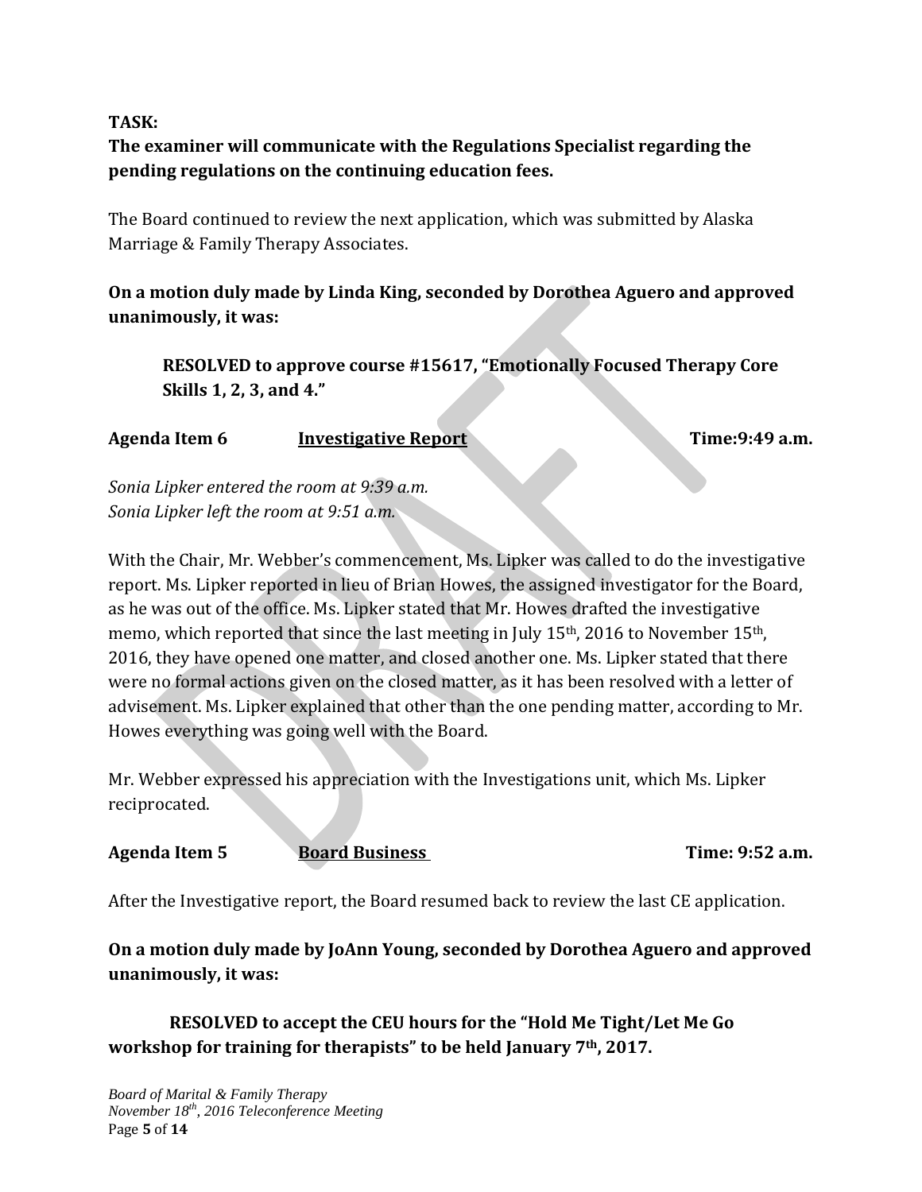**TASK:**
**The examiner will communicate with the Regulations Specialist regarding the pending regulations on the continuing education fees.**

The Board continued to review the next application, which was submitted by Alaska Marriage & Family Therapy Associates.

**On a motion duly made by Linda King, seconded by Dorothea Aguero and approved unanimously, it was:**

> **RESOLVED to approve course #15617, "Emotionally Focused Therapy Core Skills 1, 2, 3, and 4."**

**Agenda Item 6 Investigative Report Time:9:49 a.m.**

*Sonia Lipker entered the room at 9:39 a.m.*
*Sonia Lipker left the room at 9:51 a.m.*

With the Chair, Mr. Webber's commencement, Ms. Lipker was called to do the investigative report. Ms. Lipker reported in lieu of Brian Howes, the assigned investigator for the Board, as he was out of the office. Ms. Lipker stated that Mr. Howes drafted the investigative memo, which reported that since the last meeting in July 15th, 2016 to November 15th, 2016, they have opened one matter, and closed another one. Ms. Lipker stated that there were no formal actions given on the closed matter, as it has been resolved with a letter of advisement. Ms. Lipker explained that other than the one pending matter, according to Mr. Howes everything was going well with the Board.

Mr. Webber expressed his appreciation with the Investigations unit, which Ms. Lipker reciprocated.

**Agenda Item 5 Board Business Time: 9:52 a.m.**

After the Investigative report, the Board resumed back to review the last CE application.

**On a motion duly made by JoAnn Young, seconded by Dorothea Aguero and approved unanimously, it was:**

> **RESOLVED to accept the CEU hours for the "Hold Me Tight/Let Me Go workshop for training for therapists" to be held January 7th, 2017.**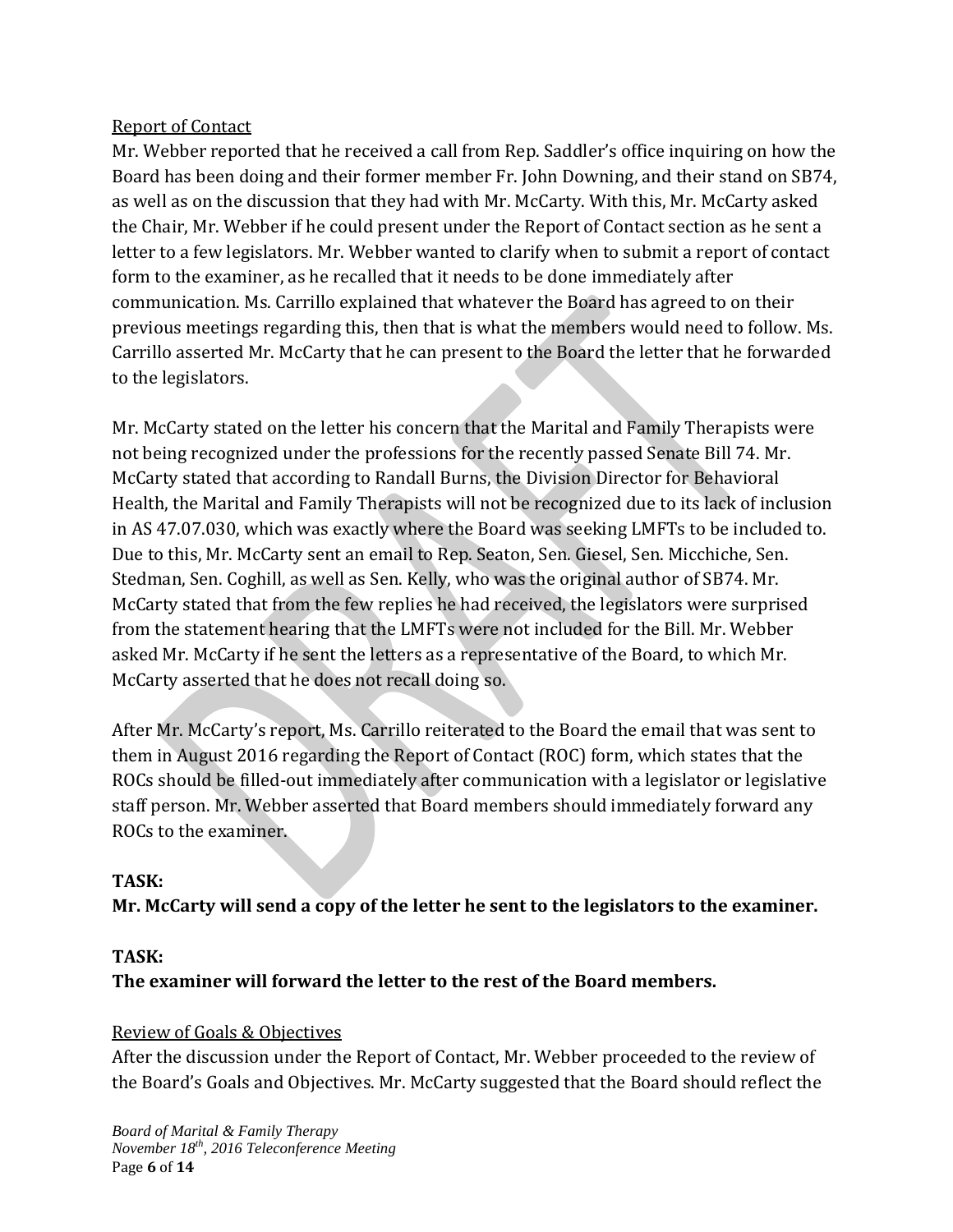Report of Contact

Mr. Webber reported that he received a call from Rep. Saddler's office inquiring on how the Board has been doing and their former member Fr. John Downing, and their stand on SB74, as well as on the discussion that they had with Mr. McCarty. With this, Mr. McCarty asked the Chair, Mr. Webber if he could present under the Report of Contact section as he sent a letter to a few legislators. Mr. Webber wanted to clarify when to submit a report of contact form to the examiner, as he recalled that it needs to be done immediately after communication. Ms. Carrillo explained that whatever the Board has agreed to on their previous meetings regarding this, then that is what the members would need to follow. Ms. Carrillo asserted Mr. McCarty that he can present to the Board the letter that he forwarded to the legislators.

Mr. McCarty stated on the letter his concern that the Marital and Family Therapists were not being recognized under the professions for the recently passed Senate Bill 74. Mr. McCarty stated that according to Randall Burns, the Division Director for Behavioral Health, the Marital and Family Therapists will not be recognized due to its lack of inclusion in AS 47.07.030, which was exactly where the Board was seeking LMFTs to be included to. Due to this, Mr. McCarty sent an email to Rep. Seaton, Sen. Giesel, Sen. Micchiche, Sen. Stedman, Sen. Coghill, as well as Sen. Kelly, who was the original author of SB74. Mr. McCarty stated that from the few replies he had received, the legislators were surprised from the statement hearing that the LMFTs were not included for the Bill. Mr. Webber asked Mr. McCarty if he sent the letters as a representative of the Board, to which Mr. McCarty asserted that he does not recall doing so.

After Mr. McCarty's report, Ms. Carrillo reiterated to the Board the email that was sent to them in August 2016 regarding the Report of Contact (ROC) form, which states that the ROCs should be filled-out immediately after communication with a legislator or legislative staff person. Mr. Webber asserted that Board members should immediately forward any ROCs to the examiner.

**TASK:**
**Mr. McCarty will send a copy of the letter he sent to the legislators to the examiner.**

**TASK:**
**The examiner will forward the letter to the rest of the Board members.**

Review of Goals & Objectives

After the discussion under the Report of Contact, Mr. Webber proceeded to the review of the Board's Goals and Objectives. Mr. McCarty suggested that the Board should reflect the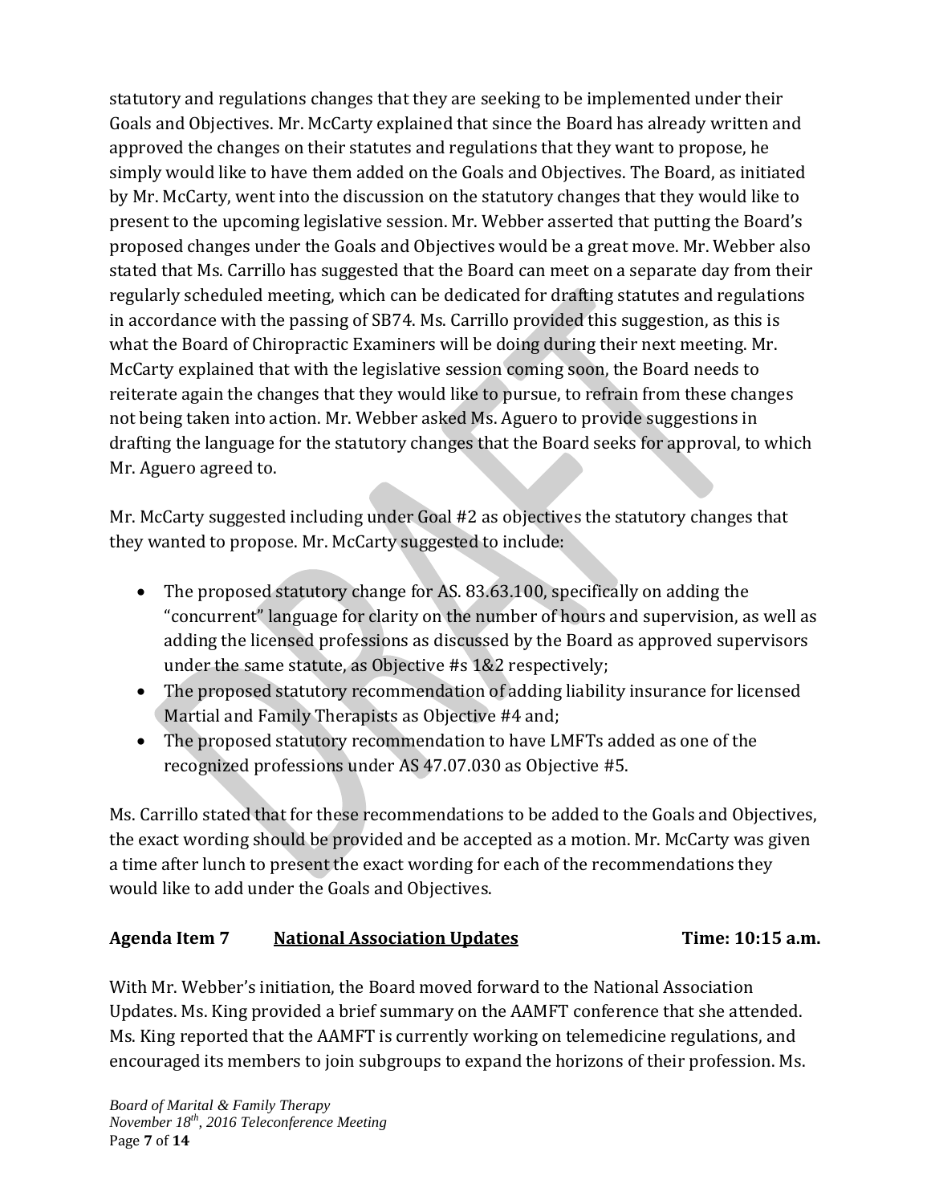statutory and regulations changes that they are seeking to be implemented under their Goals and Objectives. Mr. McCarty explained that since the Board has already written and approved the changes on their statutes and regulations that they want to propose, he simply would like to have them added on the Goals and Objectives. The Board, as initiated by Mr. McCarty, went into the discussion on the statutory changes that they would like to present to the upcoming legislative session. Mr. Webber asserted that putting the Board's proposed changes under the Goals and Objectives would be a great move. Mr. Webber also stated that Ms. Carrillo has suggested that the Board can meet on a separate day from their regularly scheduled meeting, which can be dedicated for drafting statutes and regulations in accordance with the passing of SB74. Ms. Carrillo provided this suggestion, as this is what the Board of Chiropractic Examiners will be doing during their next meeting. Mr. McCarty explained that with the legislative session coming soon, the Board needs to reiterate again the changes that they would like to pursue, to refrain from these changes not being taken into action. Mr. Webber asked Ms. Aguero to provide suggestions in drafting the language for the statutory changes that the Board seeks for approval, to which Mr. Aguero agreed to.

Mr. McCarty suggested including under Goal #2 as objectives the statutory changes that they wanted to propose. Mr. McCarty suggested to include:

- The proposed statutory change for AS. 83.63.100, specifically on adding the "concurrent" language for clarity on the number of hours and supervision, as well as adding the licensed professions as discussed by the Board as approved supervisors under the same statute, as Objective #s 1&2 respectively;
- The proposed statutory recommendation of adding liability insurance for licensed Martial and Family Therapists as Objective #4 and;
- The proposed statutory recommendation to have LMFTs added as one of the recognized professions under AS 47.07.030 as Objective #5.

Ms. Carrillo stated that for these recommendations to be added to the Goals and Objectives, the exact wording should be provided and be accepted as a motion. Mr. McCarty was given a time after lunch to present the exact wording for each of the recommendations they would like to add under the Goals and Objectives.

## Agenda Item 7 National Association Updates Time: 10:15 a.m.

With Mr. Webber's initiation, the Board moved forward to the National Association Updates. Ms. King provided a brief summary on the AAMFT conference that she attended. Ms. King reported that the AAMFT is currently working on telemedicine regulations, and encouraged its members to join subgroups to expand the horizons of their profession. Ms.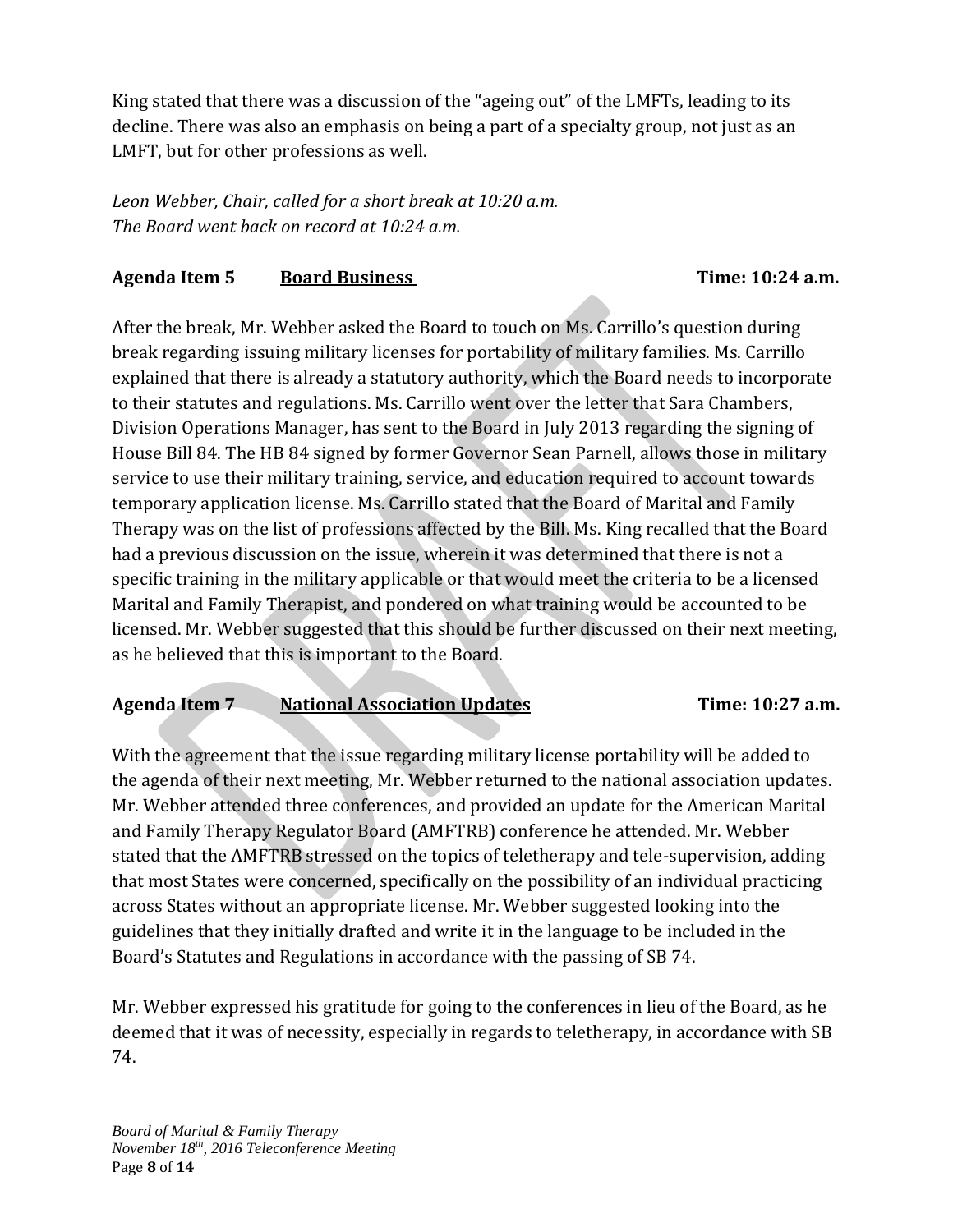King stated that there was a discussion of the "ageing out" of the LMFTs, leading to its decline. There was also an emphasis on being a part of a specialty group, not just as an LMFT, but for other professions as well.

*Leon Webber, Chair, called for a short break at 10:20 a.m.*
*The Board went back on record at 10:24 a.m.*

## Agenda Item 5 **Board Business** Time: 10:24 a.m.

After the break, Mr. Webber asked the Board to touch on Ms. Carrillo's question during break regarding issuing military licenses for portability of military families. Ms. Carrillo explained that there is already a statutory authority, which the Board needs to incorporate to their statutes and regulations. Ms. Carrillo went over the letter that Sara Chambers, Division Operations Manager, has sent to the Board in July 2013 regarding the signing of House Bill 84. The HB 84 signed by former Governor Sean Parnell, allows those in military service to use their military training, service, and education required to account towards temporary application license. Ms. Carrillo stated that the Board of Marital and Family Therapy was on the list of professions affected by the Bill. Ms. King recalled that the Board had a previous discussion on the issue, wherein it was determined that there is not a specific training in the military applicable or that would meet the criteria to be a licensed Marital and Family Therapist, and pondered on what training would be accounted to be licensed. Mr. Webber suggested that this should be further discussed on their next meeting, as he believed that this is important to the Board.

## Agenda Item 7 **National Association Updates** Time: 10:27 a.m.

With the agreement that the issue regarding military license portability will be added to the agenda of their next meeting, Mr. Webber returned to the national association updates. Mr. Webber attended three conferences, and provided an update for the American Marital and Family Therapy Regulator Board (AMFTRB) conference he attended. Mr. Webber stated that the AMFTRB stressed on the topics of teletherapy and tele-supervision, adding that most States were concerned, specifically on the possibility of an individual practicing across States without an appropriate license. Mr. Webber suggested looking into the guidelines that they initially drafted and write it in the language to be included in the Board's Statutes and Regulations in accordance with the passing of SB 74.

Mr. Webber expressed his gratitude for going to the conferences in lieu of the Board, as he deemed that it was of necessity, especially in regards to teletherapy, in accordance with SB 74.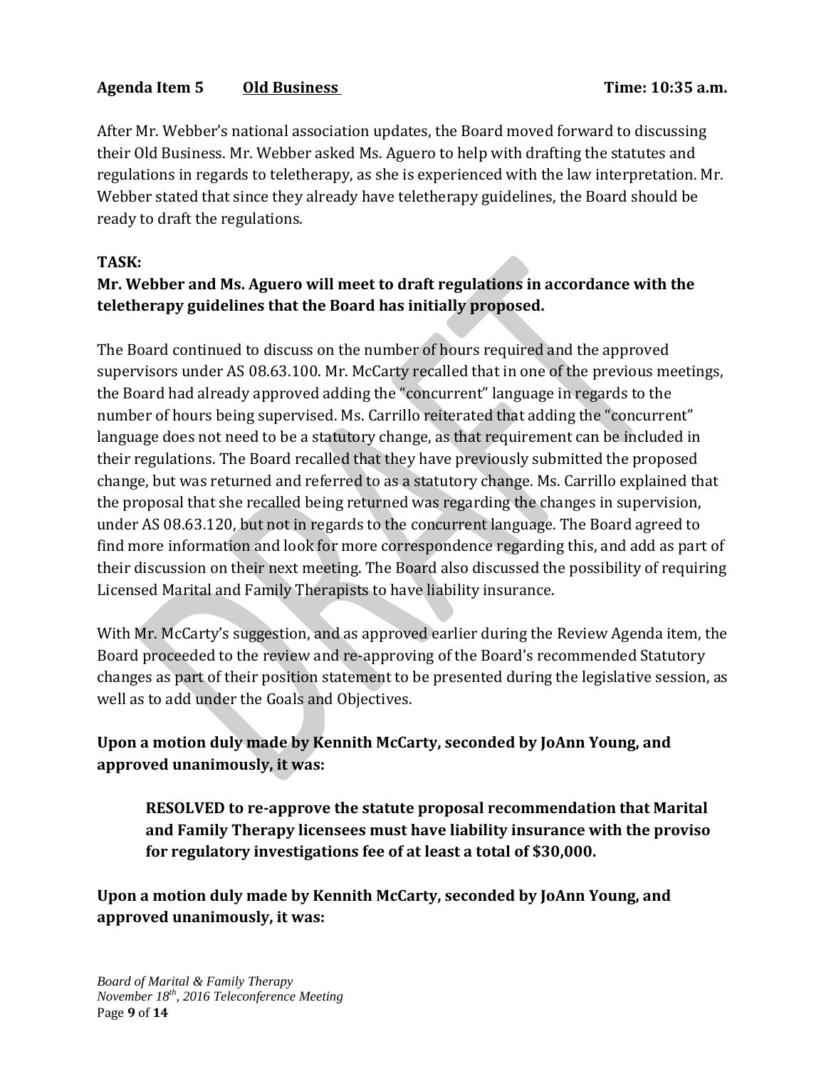**Agenda Item 5 &nbsp;&nbsp;&nbsp;&nbsp; Old Business &nbsp;&nbsp;&nbsp;&nbsp; Time: 10:35 a.m.**

After Mr. Webber's national association updates, the Board moved forward to discussing their Old Business. Mr. Webber asked Ms. Aguero to help with drafting the statutes and regulations in regards to teletherapy, as she is experienced with the law interpretation. Mr. Webber stated that since they already have teletherapy guidelines, the Board should be ready to draft the regulations.

**TASK:**

**Mr. Webber and Ms. Aguero will meet to draft regulations in accordance with the teletherapy guidelines that the Board has initially proposed.**

The Board continued to discuss on the number of hours required and the approved supervisors under AS 08.63.100. Mr. McCarty recalled that in one of the previous meetings, the Board had already approved adding the "concurrent" language in regards to the number of hours being supervised. Ms. Carrillo reiterated that adding the "concurrent" language does not need to be a statutory change, as that requirement can be included in their regulations. The Board recalled that they have previously submitted the proposed change, but was returned and referred to as a statutory change. Ms. Carrillo explained that the proposal that she recalled being returned was regarding the changes in supervision, under AS 08.63.120, but not in regards to the concurrent language. The Board agreed to find more information and look for more correspondence regarding this, and add as part of their discussion on their next meeting. The Board also discussed the possibility of requiring Licensed Marital and Family Therapists to have liability insurance.

With Mr. McCarty's suggestion, and as approved earlier during the Review Agenda item, the Board proceeded to the review and re-approving of the Board's recommended Statutory changes as part of their position statement to be presented during the legislative session, as well as to add under the Goals and Objectives.

**Upon a motion duly made by Kennith McCarty, seconded by JoAnn Young, and approved unanimously, it was:**

> **RESOLVED to re-approve the statute proposal recommendation that Marital and Family Therapy licensees must have liability insurance with the proviso for regulatory investigations fee of at least a total of $30,000.**

**Upon a motion duly made by Kennith McCarty, seconded by JoAnn Young, and approved unanimously, it was:**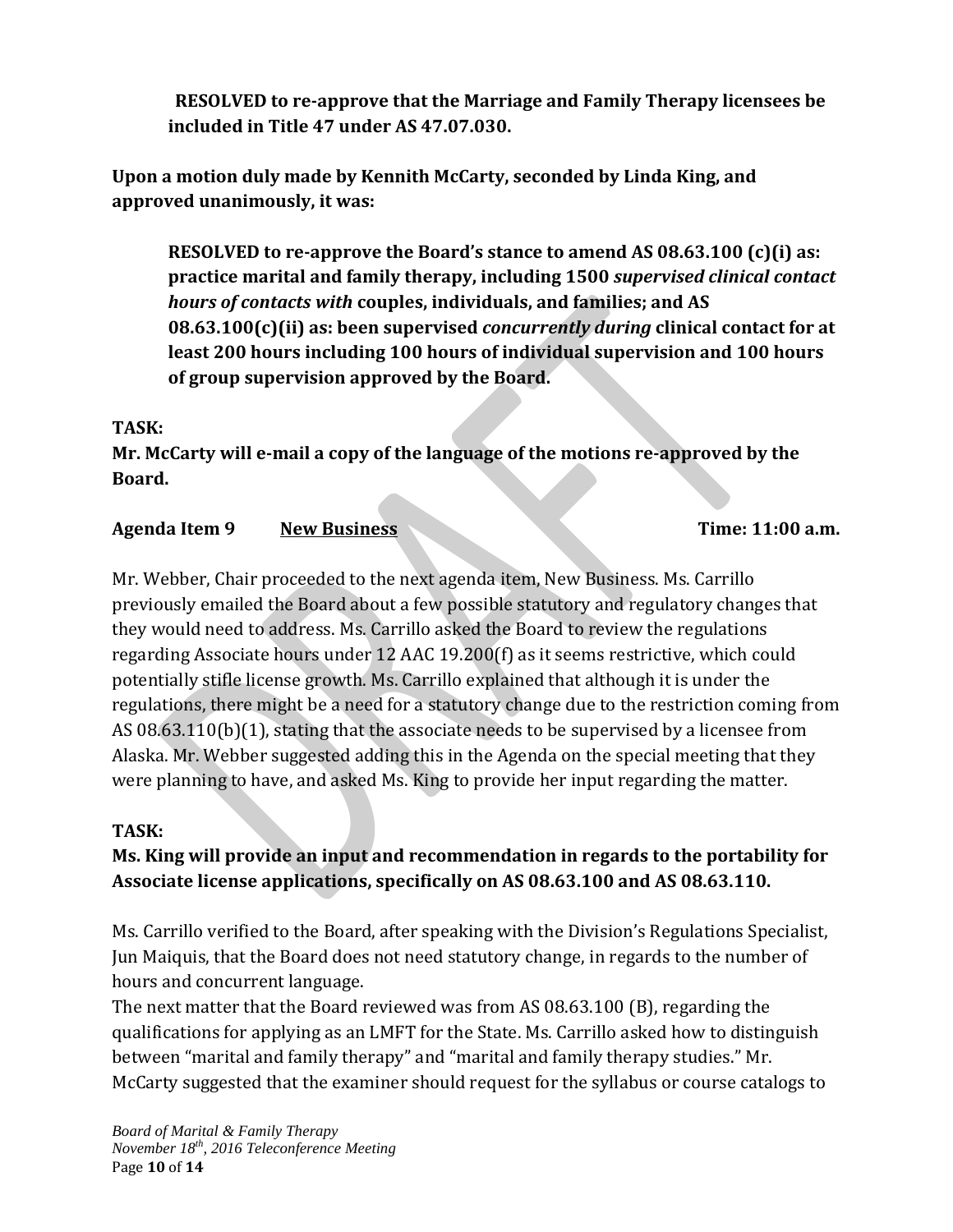**RESOLVED to re-approve that the Marriage and Family Therapy licensees be included in Title 47 under AS 47.07.030.**

**Upon a motion duly made by Kennith McCarty, seconded by Linda King, and approved unanimously, it was:**

> **RESOLVED to re-approve the Board's stance to amend AS 08.63.100 (c)(i) as: practice marital and family therapy, including 1500 *supervised clinical contact hours of contacts with* couples, individuals, and families; and AS 08.63.100(c)(ii) as: been supervised *concurrently during* clinical contact for at least 200 hours including 100 hours of individual supervision and 100 hours of group supervision approved by the Board.**

**TASK:**
**Mr. McCarty will e-mail a copy of the language of the motions re-approved by the Board.**

**Agenda Item 9 New Business Time: 11:00 a.m.**

Mr. Webber, Chair proceeded to the next agenda item, New Business. Ms. Carrillo previously emailed the Board about a few possible statutory and regulatory changes that they would need to address. Ms. Carrillo asked the Board to review the regulations regarding Associate hours under 12 AAC 19.200(f) as it seems restrictive, which could potentially stifle license growth. Ms. Carrillo explained that although it is under the regulations, there might be a need for a statutory change due to the restriction coming from AS 08.63.110(b)(1), stating that the associate needs to be supervised by a licensee from Alaska. Mr. Webber suggested adding this in the Agenda on the special meeting that they were planning to have, and asked Ms. King to provide her input regarding the matter.

**TASK:**
**Ms. King will provide an input and recommendation in regards to the portability for Associate license applications, specifically on AS 08.63.100 and AS 08.63.110.**

Ms. Carrillo verified to the Board, after speaking with the Division's Regulations Specialist, Jun Maiquis, that the Board does not need statutory change, in regards to the number of hours and concurrent language.
The next matter that the Board reviewed was from AS 08.63.100 (B), regarding the qualifications for applying as an LMFT for the State. Ms. Carrillo asked how to distinguish between "marital and family therapy" and "marital and family therapy studies." Mr. McCarty suggested that the examiner should request for the syllabus or course catalogs to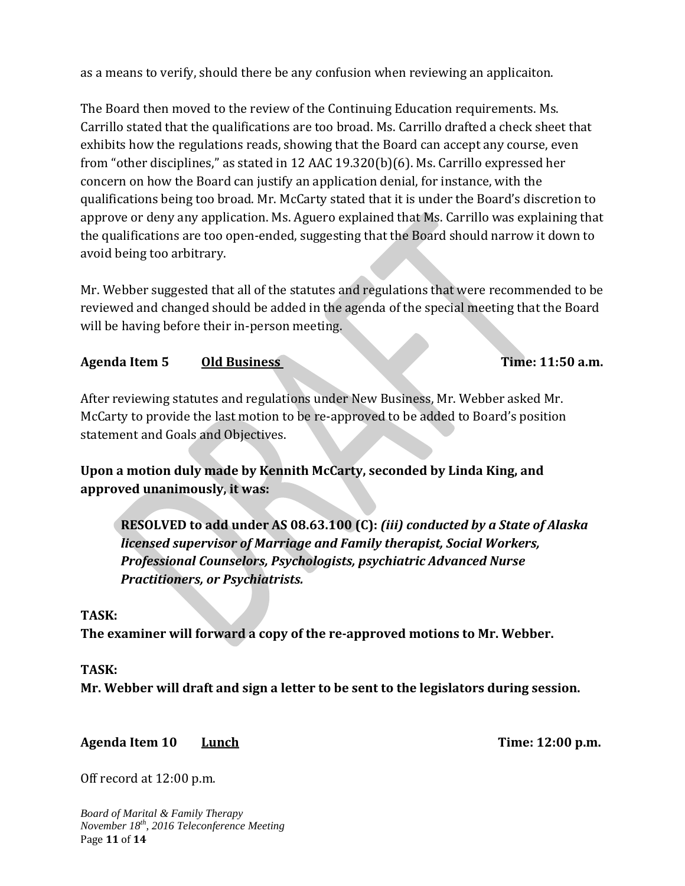as a means to verify, should there be any confusion when reviewing an applicaiton.

The Board then moved to the review of the Continuing Education requirements. Ms. Carrillo stated that the qualifications are too broad. Ms. Carrillo drafted a check sheet that exhibits how the regulations reads, showing that the Board can accept any course, even from "other disciplines," as stated in 12 AAC 19.320(b)(6). Ms. Carrillo expressed her concern on how the Board can justify an application denial, for instance, with the qualifications being too broad. Mr. McCarty stated that it is under the Board's discretion to approve or deny any application. Ms. Aguero explained that Ms. Carrillo was explaining that the qualifications are too open-ended, suggesting that the Board should narrow it down to avoid being too arbitrary.

Mr. Webber suggested that all of the statutes and regulations that were recommended to be reviewed and changed should be added in the agenda of the special meeting that the Board will be having before their in-person meeting.

**Agenda Item 5 Old Business Time: 11:50 a.m.**

After reviewing statutes and regulations under New Business, Mr. Webber asked Mr. McCarty to provide the last motion to be re-approved to be added to Board's position statement and Goals and Objectives.

**Upon a motion duly made by Kennith McCarty, seconded by Linda King, and approved unanimously, it was:**

> **RESOLVED to add under AS 08.63.100 (C):** ***(iii) conducted by a State of Alaska licensed supervisor of Marriage and Family therapist, Social Workers, Professional Counselors, Psychologists, psychiatric Advanced Nurse Practitioners, or Psychiatrists.***

**TASK:**
**The examiner will forward a copy of the re-approved motions to Mr. Webber.**

**TASK:**
**Mr. Webber will draft and sign a letter to be sent to the legislators during session.**

**Agenda Item 10 Lunch Time: 12:00 p.m.**

Off record at 12:00 p.m.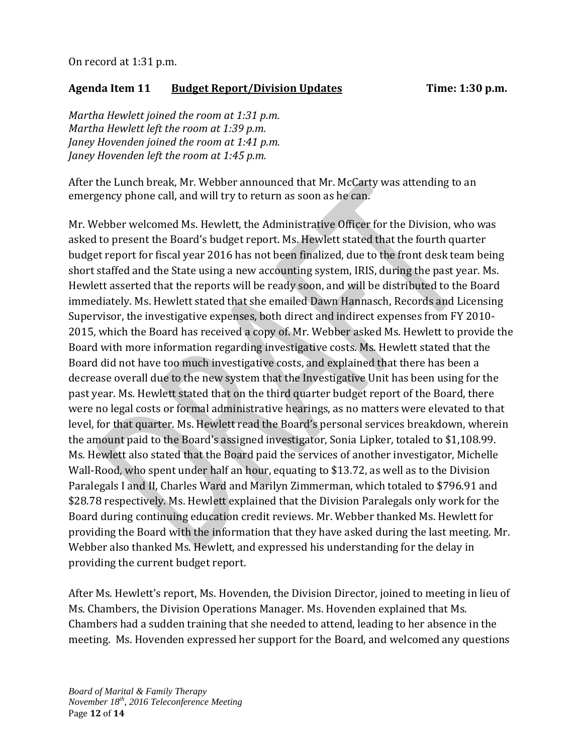On record at 1:31 p.m.

**Agenda Item 11 Budget Report/Division Updates Time: 1:30 p.m.**

*Martha Hewlett joined the room at 1:31 p.m.*
*Martha Hewlett left the room at 1:39 p.m.*
*Janey Hovenden joined the room at 1:41 p.m.*
*Janey Hovenden left the room at 1:45 p.m.*

After the Lunch break, Mr. Webber announced that Mr. McCarty was attending to an emergency phone call, and will try to return as soon as he can.

Mr. Webber welcomed Ms. Hewlett, the Administrative Officer for the Division, who was asked to present the Board's budget report. Ms. Hewlett stated that the fourth quarter budget report for fiscal year 2016 has not been finalized, due to the front desk team being short staffed and the State using a new accounting system, IRIS, during the past year. Ms. Hewlett asserted that the reports will be ready soon, and will be distributed to the Board immediately. Ms. Hewlett stated that she emailed Dawn Hannasch, Records and Licensing Supervisor, the investigative expenses, both direct and indirect expenses from FY 2010-2015, which the Board has received a copy of. Mr. Webber asked Ms. Hewlett to provide the Board with more information regarding investigative costs. Ms. Hewlett stated that the Board did not have too much investigative costs, and explained that there has been a decrease overall due to the new system that the Investigative Unit has been using for the past year. Ms. Hewlett stated that on the third quarter budget report of the Board, there were no legal costs or formal administrative hearings, as no matters were elevated to that level, for that quarter. Ms. Hewlett read the Board's personal services breakdown, wherein the amount paid to the Board's assigned investigator, Sonia Lipker, totaled to $1,108.99. Ms. Hewlett also stated that the Board paid the services of another investigator, Michelle Wall-Rood, who spent under half an hour, equating to $13.72, as well as to the Division Paralegals I and II, Charles Ward and Marilyn Zimmerman, which totaled to $796.91 and $28.78 respectively. Ms. Hewlett explained that the Division Paralegals only work for the Board during continuing education credit reviews. Mr. Webber thanked Ms. Hewlett for providing the Board with the information that they have asked during the last meeting. Mr. Webber also thanked Ms. Hewlett, and expressed his understanding for the delay in providing the current budget report.

After Ms. Hewlett's report, Ms. Hovenden, the Division Director, joined to meeting in lieu of Ms. Chambers, the Division Operations Manager. Ms. Hovenden explained that Ms. Chambers had a sudden training that she needed to attend, leading to her absence in the meeting. Ms. Hovenden expressed her support for the Board, and welcomed any questions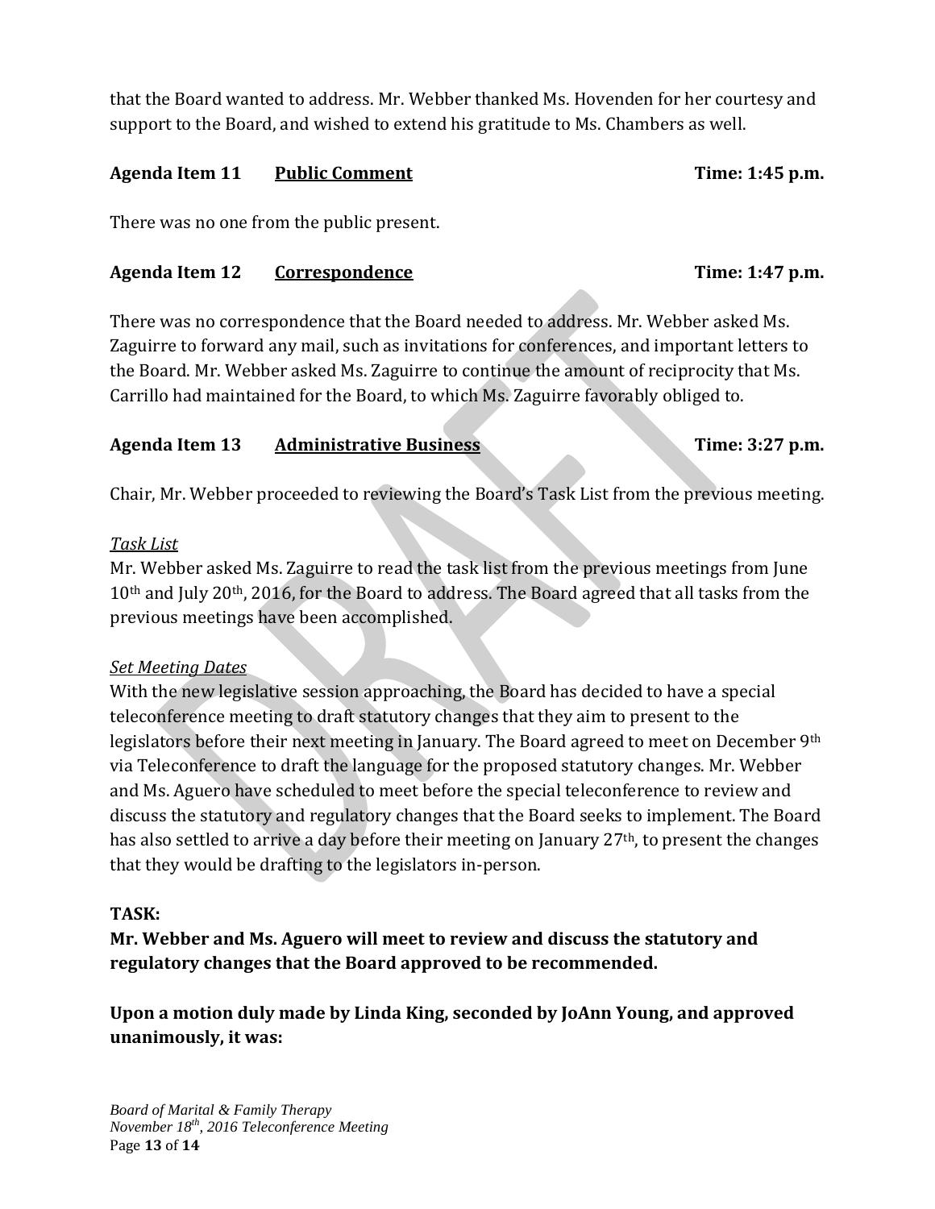that the Board wanted to address. Mr. Webber thanked Ms. Hovenden for her courtesy and support to the Board, and wished to extend his gratitude to Ms. Chambers as well.

**Agenda Item 11 <u>Public Comment</u> Time: 1:45 p.m.**

There was no one from the public present.

**Agenda Item 12 <u>Correspondence</u> Time: 1:47 p.m.**

There was no correspondence that the Board needed to address. Mr. Webber asked Ms. Zaguirre to forward any mail, such as invitations for conferences, and important letters to the Board. Mr. Webber asked Ms. Zaguirre to continue the amount of reciprocity that Ms. Carrillo had maintained for the Board, to which Ms. Zaguirre favorably obliged to.

**Agenda Item 13 <u>Administrative Business</u> Time: 3:27 p.m.**

Chair, Mr. Webber proceeded to reviewing the Board's Task List from the previous meeting.

*<u>Task List</u>*

Mr. Webber asked Ms. Zaguirre to read the task list from the previous meetings from June 10th and July 20th, 2016, for the Board to address. The Board agreed that all tasks from the previous meetings have been accomplished.

*<u>Set Meeting Dates</u>*

With the new legislative session approaching, the Board has decided to have a special teleconference meeting to draft statutory changes that they aim to present to the legislators before their next meeting in January. The Board agreed to meet on December 9th via Teleconference to draft the language for the proposed statutory changes. Mr. Webber and Ms. Aguero have scheduled to meet before the special teleconference to review and discuss the statutory and regulatory changes that the Board seeks to implement. The Board has also settled to arrive a day before their meeting on January 27th, to present the changes that they would be drafting to the legislators in-person.

**TASK:**

**Mr. Webber and Ms. Aguero will meet to review and discuss the statutory and regulatory changes that the Board approved to be recommended.**

**Upon a motion duly made by Linda King, seconded by JoAnn Young, and approved unanimously, it was:**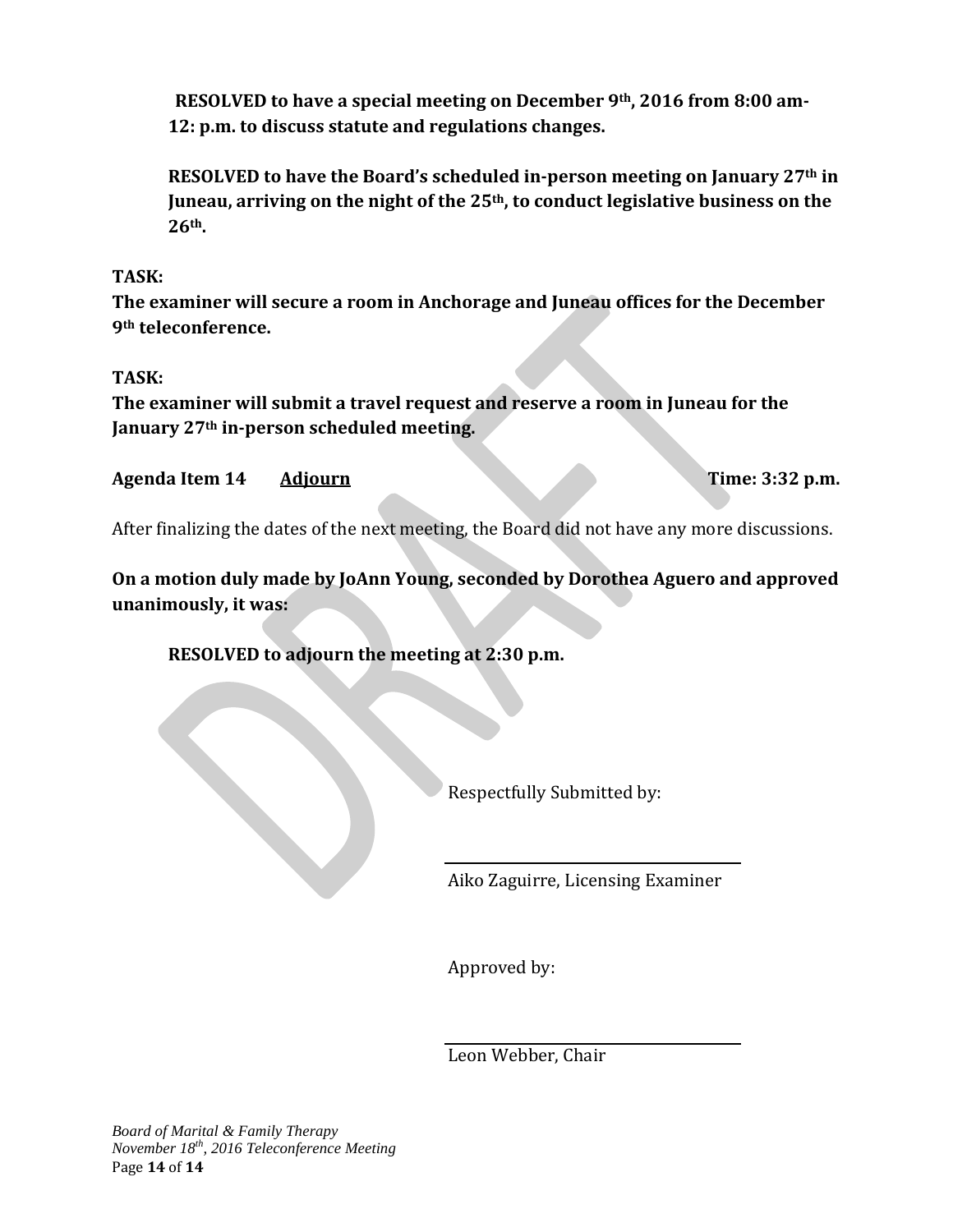**RESOLVED to have a special meeting on December 9th, 2016 from 8:00 am-12: p.m. to discuss statute and regulations changes.**

**RESOLVED to have the Board's scheduled in-person meeting on January 27th in Juneau, arriving on the night of the 25th, to conduct legislative business on the 26th.**

**TASK:**
**The examiner will secure a room in Anchorage and Juneau offices for the December 9th teleconference.**

**TASK:**
**The examiner will submit a travel request and reserve a room in Juneau for the January 27th in-person scheduled meeting.**

**Agenda Item 14 <u>Adjourn</u> Time: 3:32 p.m.**

After finalizing the dates of the next meeting, the Board did not have any more discussions.

**On a motion duly made by JoAnn Young, seconded by Dorothea Aguero and approved unanimously, it was:**

**RESOLVED to adjourn the meeting at 2:30 p.m.**

Respectfully Submitted by:

\_\_\_\_\_\_\_\_\_\_\_\_\_\_\_\_\_\_\_\_\_\_\_\_\_\_\_\_\_\_
Aiko Zaguirre, Licensing Examiner

Approved by:

\_\_\_\_\_\_\_\_\_\_\_\_\_\_\_\_\_\_\_\_\_\_\_\_\_\_\_\_\_\_
Leon Webber, Chair